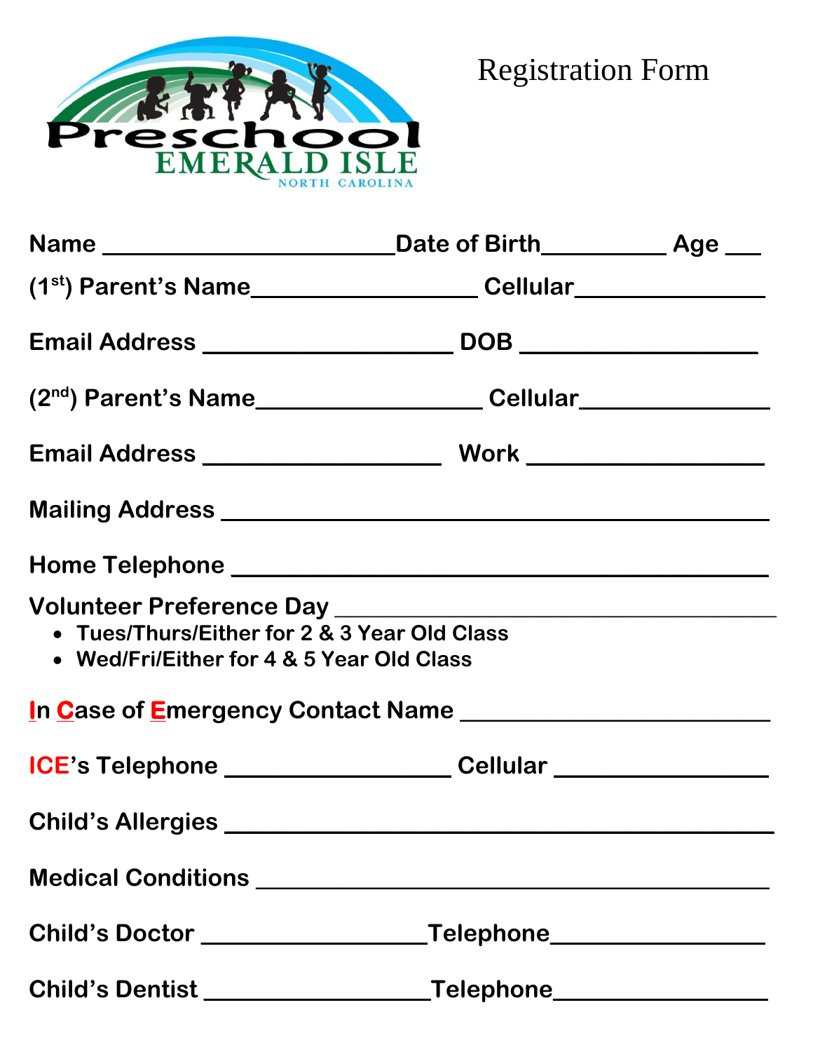Preschool

EMERALD ISLE

NORTH CAROLINA

# Registration Form

**Name \_\_\_\_\_\_\_\_\_\_\_\_\_\_\_\_\_\_\_\_\_\_\_\_\_ Date of Birth\_\_\_\_\_\_\_\_\_\_ Age \_\_\_**

**(1st) Parent's Name\_\_\_\_\_\_\_\_\_\_\_\_\_\_\_\_\_\_\_\_ Cellular\_\_\_\_\_\_\_\_\_\_\_\_\_\_\_\_**

**Email Address \_\_\_\_\_\_\_\_\_\_\_\_\_\_\_\_\_\_\_\_\_ DOB \_\_\_\_\_\_\_\_\_\_\_\_\_\_\_\_\_\_\_\_**

**(2nd) Parent's Name\_\_\_\_\_\_\_\_\_\_\_\_\_\_\_\_\_\_\_\_ Cellular\_\_\_\_\_\_\_\_\_\_\_\_\_\_\_\_**

**Email Address \_\_\_\_\_\_\_\_\_\_\_\_\_\_\_\_\_\_\_\_ Work \_\_\_\_\_\_\_\_\_\_\_\_\_\_\_\_\_\_\_\_**

**Mailing Address \_\_\_\_\_\_\_\_\_\_\_\_\_\_\_\_\_\_\_\_\_\_\_\_\_\_\_\_\_\_\_\_\_\_\_\_\_\_\_\_\_\_\_\_\_\_**

**Home Telephone \_\_\_\_\_\_\_\_\_\_\_\_\_\_\_\_\_\_\_\_\_\_\_\_\_\_\_\_\_\_\_\_\_\_\_\_\_\_\_\_\_\_\_\_\_\_**

**Volunteer Preference Day \_\_\_\_\_\_\_\_\_\_\_\_\_\_\_\_\_\_\_\_\_\_\_\_\_\_\_\_\_\_\_\_\_\_\_\_\_\_**

- **Tues/Thurs/Either for 2 & 3 Year Old Class**
- **Wed/Fri/Either for 4 & 5 Year Old Class**

**In Case of Emergency Contact Name \_\_\_\_\_\_\_\_\_\_\_\_\_\_\_\_\_\_\_\_\_\_\_\_\_\_\_\_**

**ICE's Telephone \_\_\_\_\_\_\_\_\_\_\_\_\_\_\_\_\_\_\_\_ Cellular \_\_\_\_\_\_\_\_\_\_\_\_\_\_\_\_\_\_**

**Child's Allergies \_\_\_\_\_\_\_\_\_\_\_\_\_\_\_\_\_\_\_\_\_\_\_\_\_\_\_\_\_\_\_\_\_\_\_\_\_\_\_\_\_\_\_\_\_\_**

**Medical Conditions \_\_\_\_\_\_\_\_\_\_\_\_\_\_\_\_\_\_\_\_\_\_\_\_\_\_\_\_\_\_\_\_\_\_\_\_\_\_\_\_\_\_\_\_**

**Child's Doctor \_\_\_\_\_\_\_\_\_\_\_\_\_\_\_\_\_\_\_\_ Telephone\_\_\_\_\_\_\_\_\_\_\_\_\_\_\_\_\_\_\_**

**Child's Dentist \_\_\_\_\_\_\_\_\_\_\_\_\_\_\_\_\_\_\_\_ Telephone\_\_\_\_\_\_\_\_\_\_\_\_\_\_\_\_\_\_\_**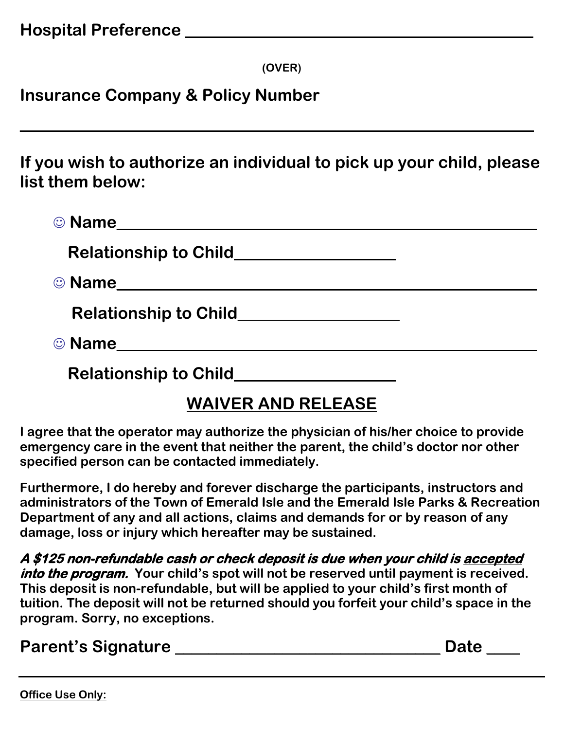**Hospital Preference** ________________________________________

(OVER)

**Insurance Company & Policy Number**

__________________________________________________________

**If you wish to authorize an individual to pick up your child, please list them below:**

☺ **Name**_____________________________________________

**Relationship to Child**__________________

☺ **Name**_____________________________________________

**Relationship to Child**__________________

☺ **Name**_____________________________________________

**Relationship to Child**__________________

## WAIVER AND RELEASE

**I agree that the operator may authorize the physician of his/her choice to provide emergency care in the event that neither the parent, the child's doctor nor other specified person can be contacted immediately.**

**Furthermore, I do hereby and forever discharge the participants, instructors and administrators of the Town of Emerald Isle and the Emerald Isle Parks & Recreation Department of any and all actions, claims and demands for or by reason of any damage, loss or injury which hereafter may be sustained.**

***A $125 non-refundable cash or check deposit is due when your child is accepted into the program.*** **Your child's spot will not be reserved until payment is received. This deposit is non-refundable, but will be applied to your child's first month of tuition. The deposit will not be returned should you forfeit your child's space in the program. Sorry, no exceptions.**

**Parent's Signature** ________________________________ **Date** ____

---

**Office Use Only:**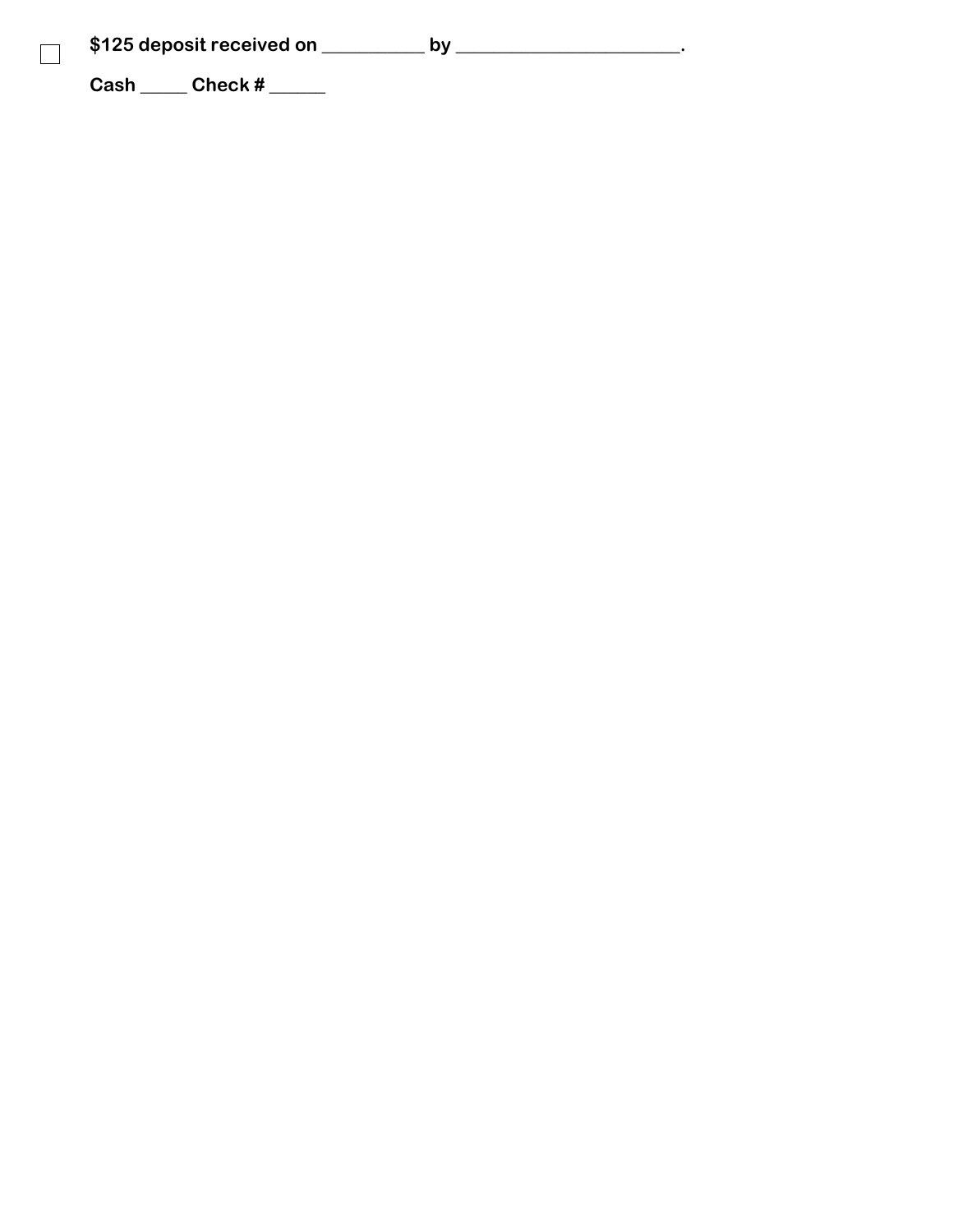- [ ] **$125 deposit received on __________ by _____________________.**

**Cash _____ Check # ______**